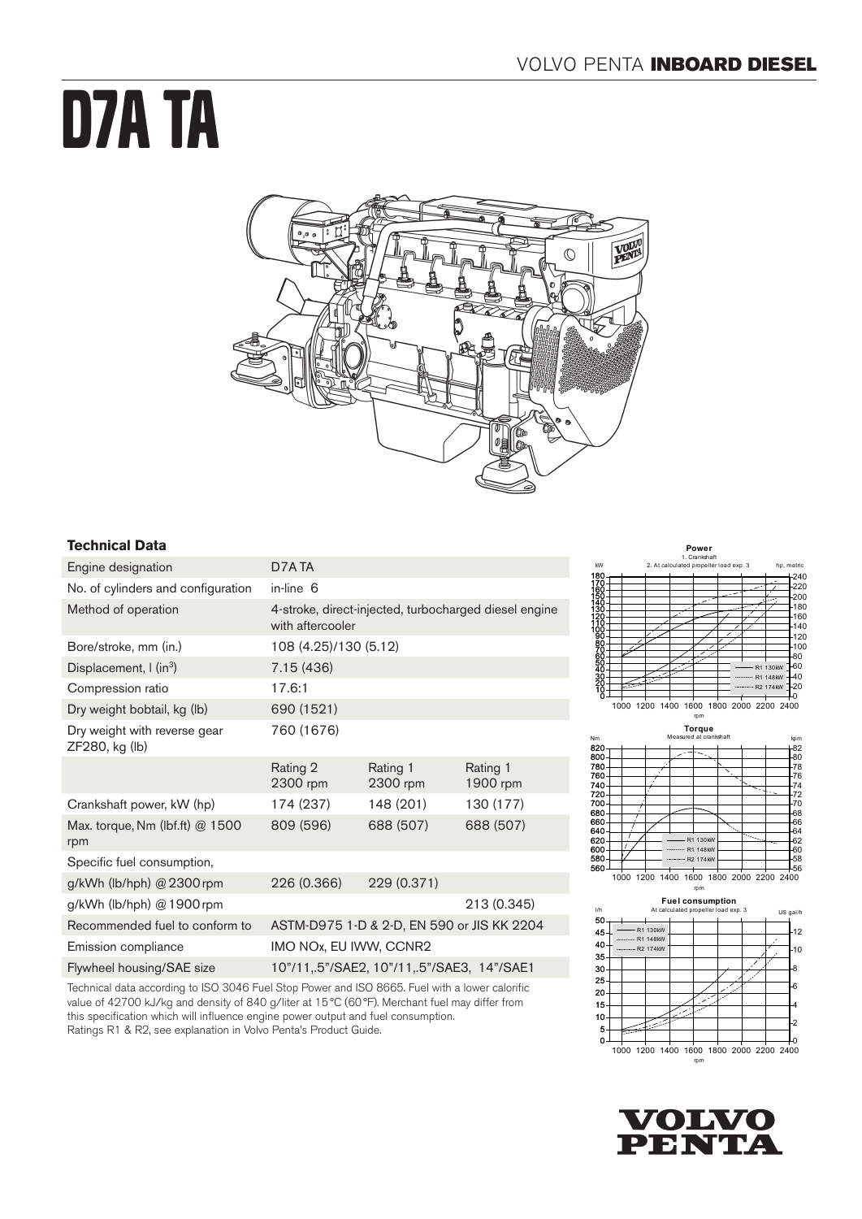VOLVO PENTA **INBOARD DIESEL**

# D7A TA

## Technical Data

| Engine designation | D7A TA | | |
|---|---|---|---|
| No. of cylinders and configuration | in-line 6 | | |
| Method of operation | 4-stroke, direct-injected, turbocharged diesel engine with aftercooler | | |
| Bore/stroke, mm (in.) | 108 (4.25)/130 (5.12) | | |
| Displacement, l (in$^3$) | 7.15 (436) | | |
| Compression ratio | 17.6:1 | | |
| Dry weight bobtail, kg (lb) | 690 (1521) | | |
| Dry weight with reverse gear ZF280, kg (lb) | 760 (1676) | | |
| | Rating 2 2300 rpm | Rating 1 2300 rpm | Rating 1 1900 rpm |
| Crankshaft power, kW (hp) | 174 (237) | 148 (201) | 130 (177) |
| Max. torque, Nm (lbf.ft) @ 1500 rpm | 809 (596) | 688 (507) | 688 (507) |
| Specific fuel consumption, | | | |
| g/kWh (lb/hph) @ 2300 rpm | 226 (0.366) | 229 (0.371) | |
| g/kWh (lb/hph) @ 1900 rpm | | | 213 (0.345) |
| Recommended fuel to conform to | ASTM-D975 1-D & 2-D, EN 590 or JIS KK 2204 | | |
| Emission compliance | IMO NOx, EU IWW, CCNR2 | | |
| Flywheel housing/SAE size | 10"/11,.5"/SAE2, 10"/11,.5"/SAE3, 14"/SAE1 | | |

Technical data according to ISO 3046 Fuel Stop Power and ISO 8665. Fuel with a lower calorific value of 42700 kJ/kg and density of 840 g/liter at 15 °C (60 °F). Merchant fuel may differ from this specification which will influence engine power output and fuel consumption.
Ratings R1 & R2, see explanation in Volvo Penta's Product Guide.

**Power**
1. Crankshaft
2. At calculated propeller load exp. 3

**Torque**
Measured at crankshaft

**Fuel consumption**
At calculated propeller load exp. 3

R1 130kW, R1 148kW, R2 174kW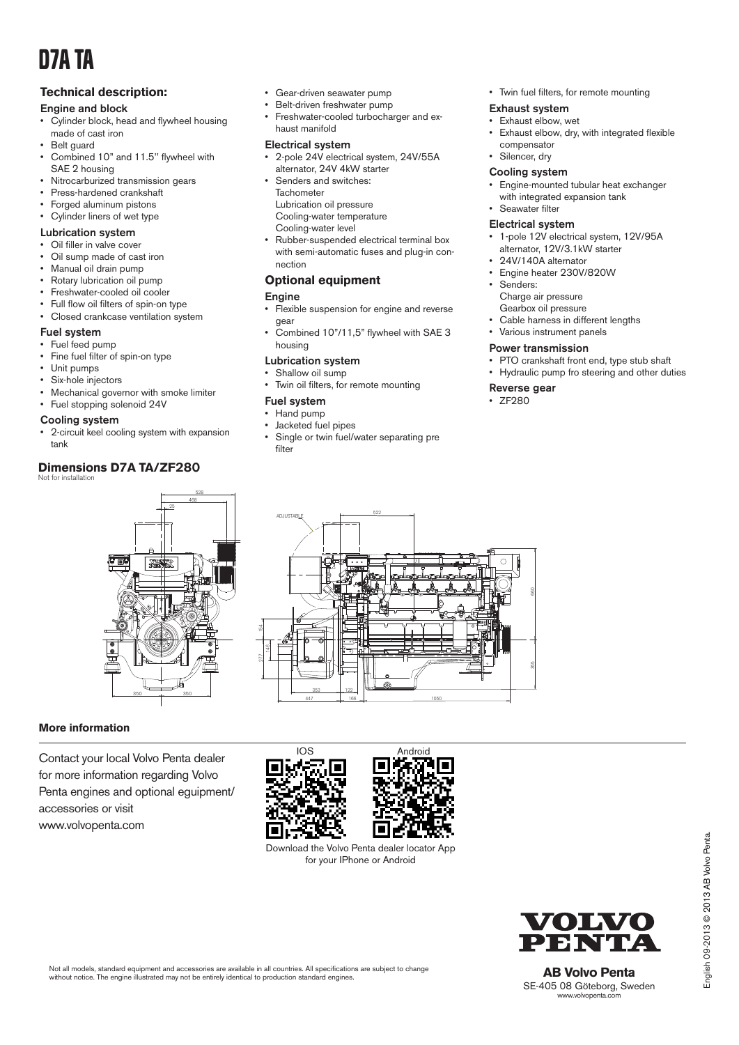# D7A TA

## Technical description:

### Engine and block

- Cylinder block, head and flywheel housing made of cast iron
- Belt guard
- Combined 10" and 11.5'' flywheel with SAE 2 housing
- Nitrocarburized transmission gears
- Press-hardened crankshaft
- Forged aluminum pistons
- Cylinder liners of wet type

### Lubrication system

- Oil filler in valve cover
- Oil sump made of cast iron
- Manual oil drain pump
- Rotary lubrication oil pump
- Freshwater-cooled oil cooler
- Full flow oil filters of spin-on type
- Closed crankcase ventilation system

### Fuel system

- Fuel feed pump
- Fine fuel filter of spin-on type
- Unit pumps
- Six-hole injectors
- Mechanical governor with smoke limiter
- Fuel stopping solenoid 24V

### Cooling system

- 2-circuit keel cooling system with expansion tank
- Gear-driven seawater pump
- Belt-driven freshwater pump
- Freshwater-cooled turbocharger and exhaust manifold

### Electrical system

- 2-pole 24V electrical system, 24V/55A alternator, 24V 4kW starter
- Senders and switches:
  Tachometer
  Lubrication oil pressure
  Cooling-water temperature
  Cooling-water level
- Rubber-suspended electrical terminal box with semi-automatic fuses and plug-in connection

## Optional equipment

### Engine

- Flexible suspension for engine and reverse gear
- Combined 10"/11,5" flywheel with SAE 3 housing

### Lubrication system

- Shallow oil sump
- Twin oil filters, for remote mounting

### Fuel system

- Hand pump
- Jacketed fuel pipes
- Single or twin fuel/water separating pre filter
- Twin fuel filters, for remote mounting

### Exhaust system

- Exhaust elbow, wet
- Exhaust elbow, dry, with integrated flexible compensator
- Silencer, dry

### Cooling system

- Engine-mounted tubular heat exchanger with integrated expansion tank
- Seawater filter

### Electrical system

- 1-pole 12V electrical system, 12V/95A alternator, 12V/3.1kW starter
- 24V/140A alternator
- Engine heater 230V/820W
- Senders:
  Charge air pressure
  Gearbox oil pressure
- Cable harness in different lengths
- Various instrument panels

### Power transmission

- PTO crankshaft front end, type stub shaft
- Hydraulic pump fro steering and other duties

### Reverse gear

- ZF280

## Dimensions D7A TA/ZF280

Not for installation

528
468
25
350
350
ADJUSTABLE
522
154
145
277
353
122
447
166
1050
650
355

## More information

Contact your local Volvo Penta dealer for more information regarding Volvo Penta engines and optional equipment/accessories or visit www.volvopenta.com

IOS
Android

Download the Volvo Penta dealer locator App for your IPhone or Android

Not all models, standard equipment and accessories are available in all countries. All specifications are subject to change without notice. The engine illustrated may not be entirely identical to production standard engines.

**AB Volvo Penta**
SE-405 08 Göteborg, Sweden
www.volvopenta.com

English 09-2013 © 2013 AB Volvo Penta.